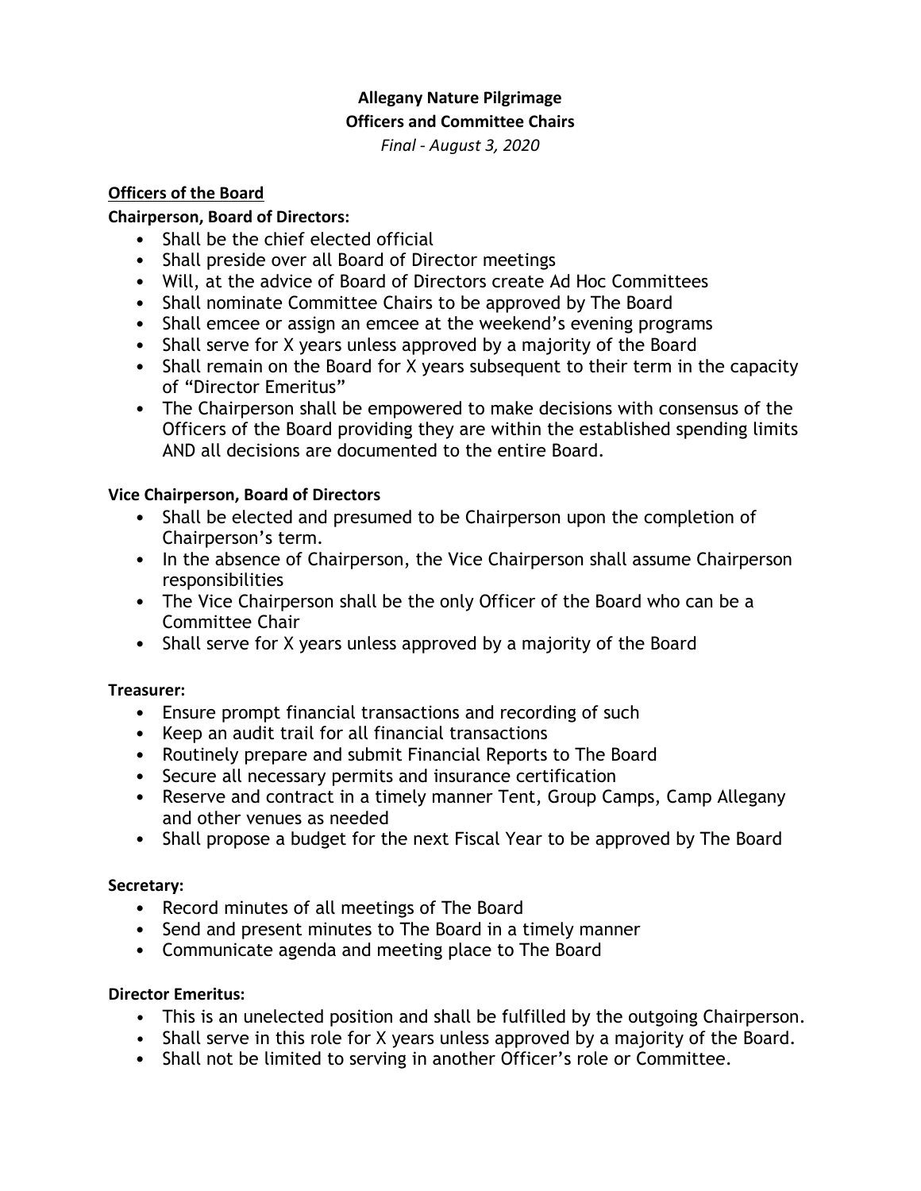**Allegany Nature Pilgrimage**
**Officers and Committee Chairs**
*Final - August 3, 2020*

## Officers of the Board

### Chairperson, Board of Directors:

- Shall be the chief elected official
- Shall preside over all Board of Director meetings
- Will, at the advice of Board of Directors create Ad Hoc Committees
- Shall nominate Committee Chairs to be approved by The Board
- Shall emcee or assign an emcee at the weekend's evening programs
- Shall serve for X years unless approved by a majority of the Board
- Shall remain on the Board for X years subsequent to their term in the capacity of "Director Emeritus"
- The Chairperson shall be empowered to make decisions with consensus of the Officers of the Board providing they are within the established spending limits AND all decisions are documented to the entire Board.

### Vice Chairperson, Board of Directors

- Shall be elected and presumed to be Chairperson upon the completion of Chairperson's term.
- In the absence of Chairperson, the Vice Chairperson shall assume Chairperson responsibilities
- The Vice Chairperson shall be the only Officer of the Board who can be a Committee Chair
- Shall serve for X years unless approved by a majority of the Board

### Treasurer:

- Ensure prompt financial transactions and recording of such
- Keep an audit trail for all financial transactions
- Routinely prepare and submit Financial Reports to The Board
- Secure all necessary permits and insurance certification
- Reserve and contract in a timely manner Tent, Group Camps, Camp Allegany and other venues as needed
- Shall propose a budget for the next Fiscal Year to be approved by The Board

### Secretary:

- Record minutes of all meetings of The Board
- Send and present minutes to The Board in a timely manner
- Communicate agenda and meeting place to The Board

### Director Emeritus:

- This is an unelected position and shall be fulfilled by the outgoing Chairperson.
- Shall serve in this role for X years unless approved by a majority of the Board.
- Shall not be limited to serving in another Officer's role or Committee.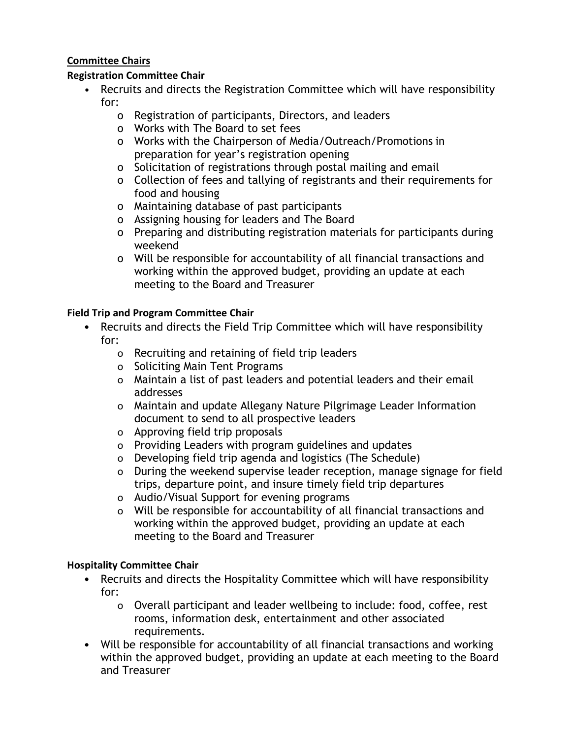**<u>Committee Chairs</u>**

**Registration Committee Chair**

- Recruits and directs the Registration Committee which will have responsibility for:
  - Registration of participants, Directors, and leaders
  - Works with The Board to set fees
  - Works with the Chairperson of Media/Outreach/Promotions in preparation for year's registration opening
  - Solicitation of registrations through postal mailing and email
  - Collection of fees and tallying of registrants and their requirements for food and housing
  - Maintaining database of past participants
  - Assigning housing for leaders and The Board
  - Preparing and distributing registration materials for participants during weekend
  - Will be responsible for accountability of all financial transactions and working within the approved budget, providing an update at each meeting to the Board and Treasurer

**Field Trip and Program Committee Chair**

- Recruits and directs the Field Trip Committee which will have responsibility for:
  - Recruiting and retaining of field trip leaders
  - Soliciting Main Tent Programs
  - Maintain a list of past leaders and potential leaders and their email addresses
  - Maintain and update Allegany Nature Pilgrimage Leader Information document to send to all prospective leaders
  - Approving field trip proposals
  - Providing Leaders with program guidelines and updates
  - Developing field trip agenda and logistics (The Schedule)
  - During the weekend supervise leader reception, manage signage for field trips, departure point, and insure timely field trip departures
  - Audio/Visual Support for evening programs
  - Will be responsible for accountability of all financial transactions and working within the approved budget, providing an update at each meeting to the Board and Treasurer

**Hospitality Committee Chair**

- Recruits and directs the Hospitality Committee which will have responsibility for:
  - Overall participant and leader wellbeing to include: food, coffee, rest rooms, information desk, entertainment and other associated requirements.
- Will be responsible for accountability of all financial transactions and working within the approved budget, providing an update at each meeting to the Board and Treasurer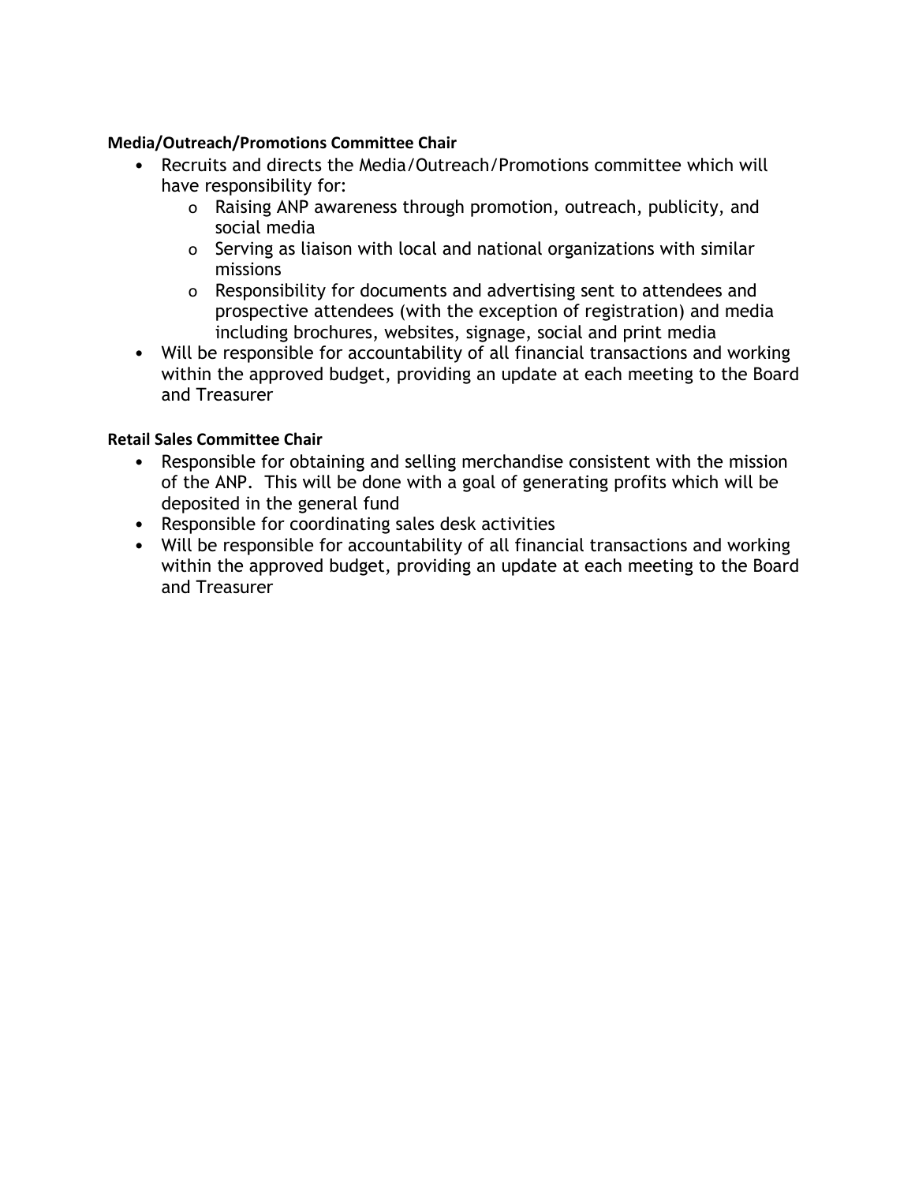**Media/Outreach/Promotions Committee Chair**

- Recruits and directs the Media/Outreach/Promotions committee which will have responsibility for:
  - Raising ANP awareness through promotion, outreach, publicity, and social media
  - Serving as liaison with local and national organizations with similar missions
  - Responsibility for documents and advertising sent to attendees and prospective attendees (with the exception of registration) and media including brochures, websites, signage, social and print media
- Will be responsible for accountability of all financial transactions and working within the approved budget, providing an update at each meeting to the Board and Treasurer

**Retail Sales Committee Chair**

- Responsible for obtaining and selling merchandise consistent with the mission of the ANP. This will be done with a goal of generating profits which will be deposited in the general fund
- Responsible for coordinating sales desk activities
- Will be responsible for accountability of all financial transactions and working within the approved budget, providing an update at each meeting to the Board and Treasurer